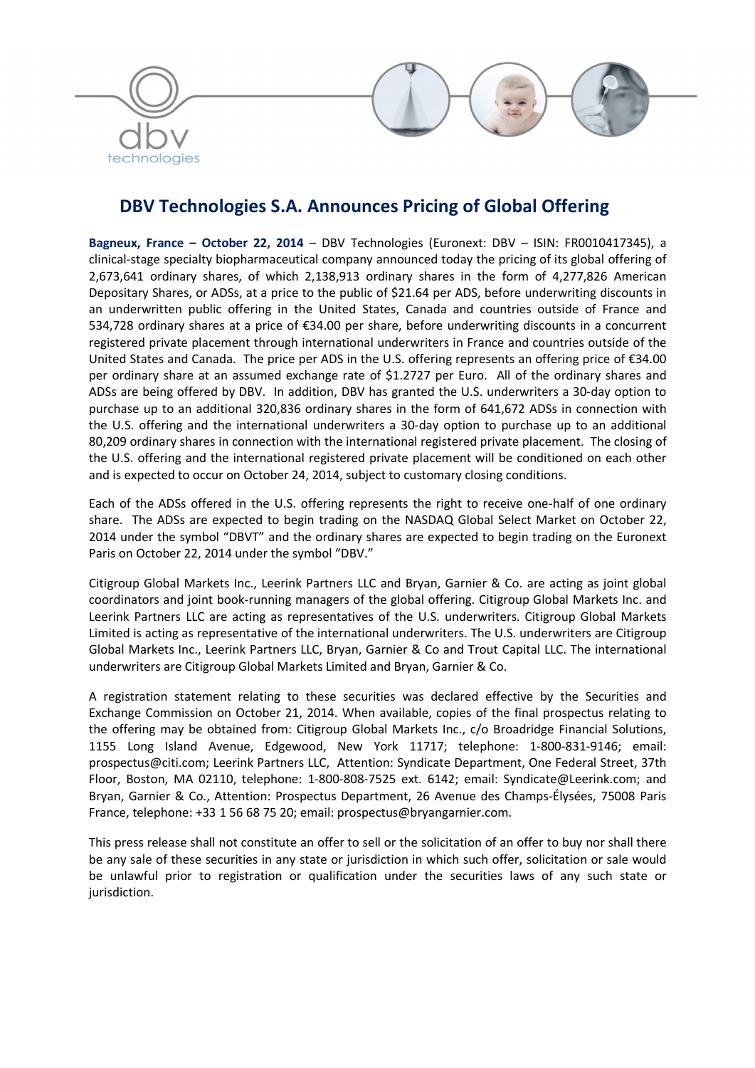# DBV Technologies S.A. Announces Pricing of Global Offering

**Bagneux, France – October 22, 2014** – DBV Technologies (Euronext: DBV – ISIN: FR0010417345), a clinical-stage specialty biopharmaceutical company announced today the pricing of its global offering of 2,673,641 ordinary shares, of which 2,138,913 ordinary shares in the form of 4,277,826 American Depositary Shares, or ADSs, at a price to the public of $21.64 per ADS, before underwriting discounts in an underwritten public offering in the United States, Canada and countries outside of France and 534,728 ordinary shares at a price of €34.00 per share, before underwriting discounts in a concurrent registered private placement through international underwriters in France and countries outside of the United States and Canada. The price per ADS in the U.S. offering represents an offering price of €34.00 per ordinary share at an assumed exchange rate of $1.2727 per Euro. All of the ordinary shares and ADSs are being offered by DBV. In addition, DBV has granted the U.S. underwriters a 30-day option to purchase up to an additional 320,836 ordinary shares in the form of 641,672 ADSs in connection with the U.S. offering and the international underwriters a 30-day option to purchase up to an additional 80,209 ordinary shares in connection with the international registered private placement. The closing of the U.S. offering and the international registered private placement will be conditioned on each other and is expected to occur on October 24, 2014, subject to customary closing conditions.

Each of the ADSs offered in the U.S. offering represents the right to receive one-half of one ordinary share. The ADSs are expected to begin trading on the NASDAQ Global Select Market on October 22, 2014 under the symbol "DBVT" and the ordinary shares are expected to begin trading on the Euronext Paris on October 22, 2014 under the symbol "DBV."

Citigroup Global Markets Inc., Leerink Partners LLC and Bryan, Garnier & Co. are acting as joint global coordinators and joint book-running managers of the global offering. Citigroup Global Markets Inc. and Leerink Partners LLC are acting as representatives of the U.S. underwriters. Citigroup Global Markets Limited is acting as representative of the international underwriters. The U.S. underwriters are Citigroup Global Markets Inc., Leerink Partners LLC, Bryan, Garnier & Co and Trout Capital LLC. The international underwriters are Citigroup Global Markets Limited and Bryan, Garnier & Co.

A registration statement relating to these securities was declared effective by the Securities and Exchange Commission on October 21, 2014. When available, copies of the final prospectus relating to the offering may be obtained from: Citigroup Global Markets Inc., c/o Broadridge Financial Solutions, 1155 Long Island Avenue, Edgewood, New York 11717; telephone: 1-800-831-9146; email: prospectus@citi.com; Leerink Partners LLC, Attention: Syndicate Department, One Federal Street, 37th Floor, Boston, MA 02110, telephone: 1-800-808-7525 ext. 6142; email: Syndicate@Leerink.com; and Bryan, Garnier & Co., Attention: Prospectus Department, 26 Avenue des Champs-Élysées, 75008 Paris France, telephone: +33 1 56 68 75 20; email: prospectus@bryangarnier.com.

This press release shall not constitute an offer to sell or the solicitation of an offer to buy nor shall there be any sale of these securities in any state or jurisdiction in which such offer, solicitation or sale would be unlawful prior to registration or qualification under the securities laws of any such state or jurisdiction.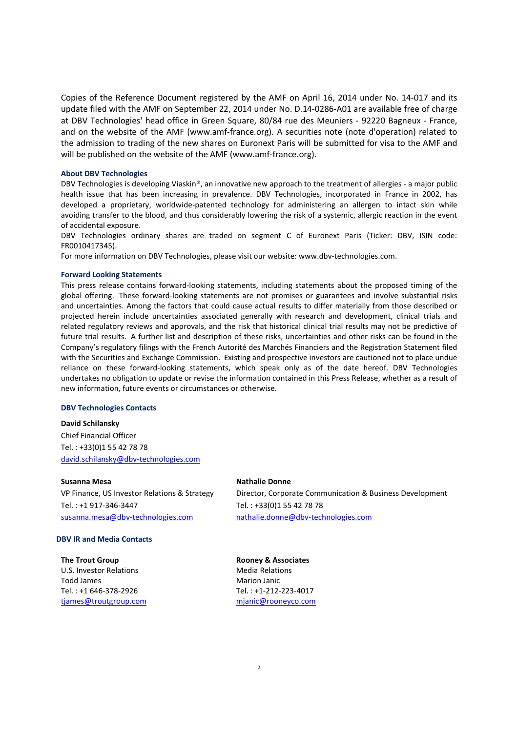Copies of the Reference Document registered by the AMF on April 16, 2014 under No. 14-017 and its update filed with the AMF on September 22, 2014 under No. D.14-0286-A01 are available free of charge at DBV Technologies' head office in Green Square, 80/84 rue des Meuniers - 92220 Bagneux - France, and on the website of the AMF (www.amf-france.org). A securities note (note d'operation) related to the admission to trading of the new shares on Euronext Paris will be submitted for visa to the AMF and will be published on the website of the AMF (www.amf-france.org).

### About DBV Technologies

DBV Technologies is developing Viaskin®, an innovative new approach to the treatment of allergies - a major public health issue that has been increasing in prevalence. DBV Technologies, incorporated in France in 2002, has developed a proprietary, worldwide-patented technology for administering an allergen to intact skin while avoiding transfer to the blood, and thus considerably lowering the risk of a systemic, allergic reaction in the event of accidental exposure.

DBV Technologies ordinary shares are traded on segment C of Euronext Paris (Ticker: DBV, ISIN code: FR0010417345).

For more information on DBV Technologies, please visit our website: www.dbv-technologies.com.

### Forward Looking Statements

This press release contains forward-looking statements, including statements about the proposed timing of the global offering. These forward-looking statements are not promises or guarantees and involve substantial risks and uncertainties. Among the factors that could cause actual results to differ materially from those described or projected herein include uncertainties associated generally with research and development, clinical trials and related regulatory reviews and approvals, and the risk that historical clinical trial results may not be predictive of future trial results. A further list and description of these risks, uncertainties and other risks can be found in the Company's regulatory filings with the French Autorité des Marchés Financiers and the Registration Statement filed with the Securities and Exchange Commission. Existing and prospective investors are cautioned not to place undue reliance on these forward-looking statements, which speak only as of the date hereof. DBV Technologies undertakes no obligation to update or revise the information contained in this Press Release, whether as a result of new information, future events or circumstances or otherwise.

### DBV Technologies Contacts

**David Schilansky**
Chief Financial Officer
Tel. : +33(0)1 55 42 78 78
david.schilansky@dbv-technologies.com

**Susanna Mesa**
VP Finance, US Investor Relations & Strategy
Tel. : +1 917-346-3447
susanna.mesa@dbv-technologies.com

**Nathalie Donne**
Director, Corporate Communication & Business Development
Tel. : +33(0)1 55 42 78 78
nathalie.donne@dbv-technologies.com

### DBV IR and Media Contacts

**The Trout Group**
U.S. Investor Relations
Todd James
Tel. : +1 646-378-2926
tjames@troutgroup.com

**Rooney & Associates**
Media Relations
Marion Janic
Tel. : +1-212-223-4017
mjanic@rooneyco.com